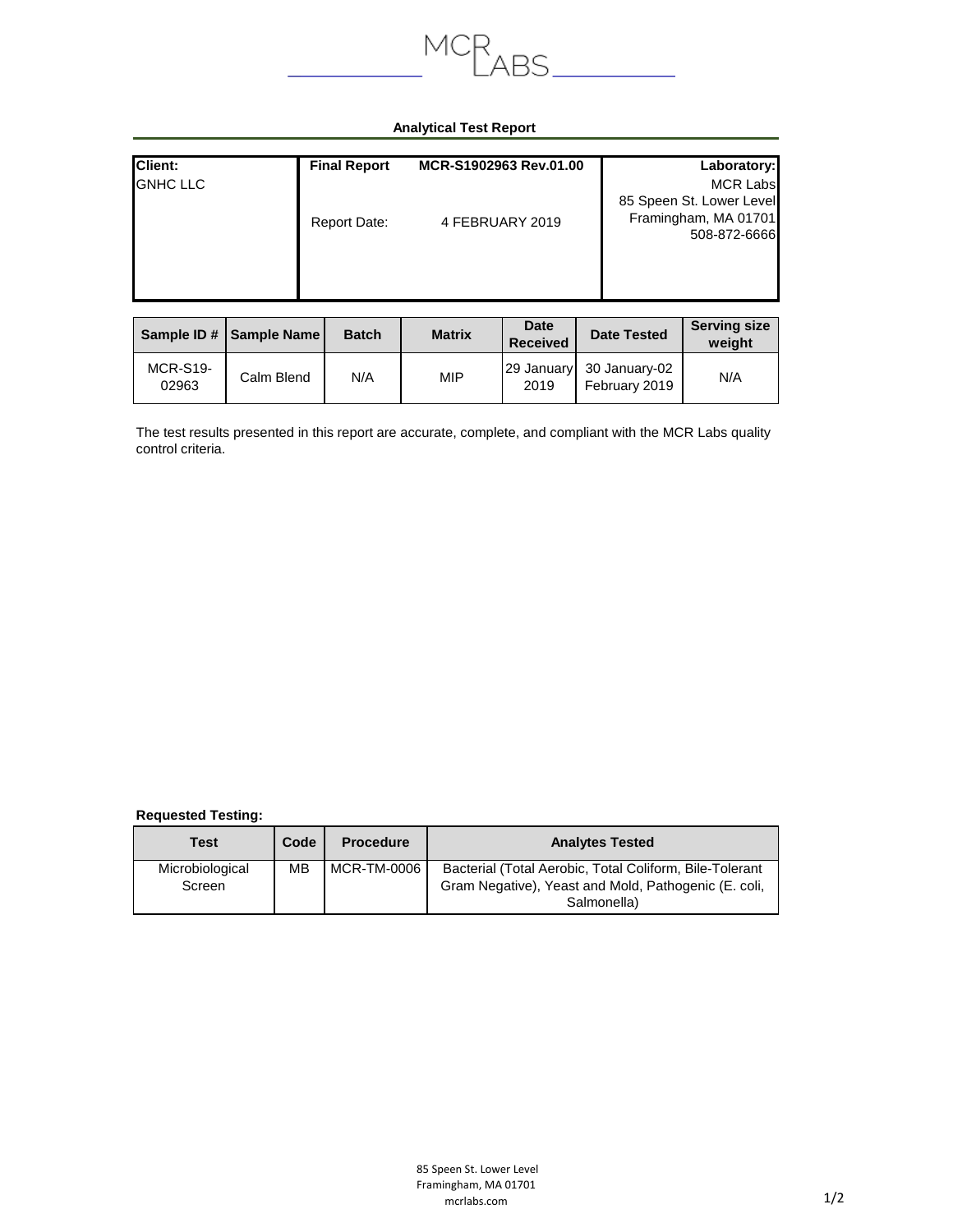MCR LABS

## Analytical Test Report

| Client: | Final Report | MCR-S1902963 Rev.01.00 | Laboratory: |
|---|---|---|---|
| GNHC LLC | | | MCR Labs<br>85 Speen St. Lower Level |
| | Report Date: | 4 FEBRUARY 2019 | Framingham, MA 01701<br>508-872-6666 |

| Sample ID # | Sample Name | Batch | Matrix | Date Received | Date Tested | Serving size weight |
|---|---|---|---|---|---|---|
| MCR-S19-02963 | Calm Blend | N/A | MIP | 29 January 2019 | 30 January-02 February 2019 | N/A |

The test results presented in this report are accurate, complete, and compliant with the MCR Labs quality control criteria.

**Requested Testing:**

| Test | Code | Procedure | Analytes Tested |
|---|---|---|---|
| Microbiological Screen | MB | MCR-TM-0006 | Bacterial (Total Aerobic, Total Coliform, Bile-Tolerant Gram Negative), Yeast and Mold, Pathogenic (E. coli, Salmonella) |

85 Speen St. Lower Level
Framingham, MA 01701
mcrlabs.com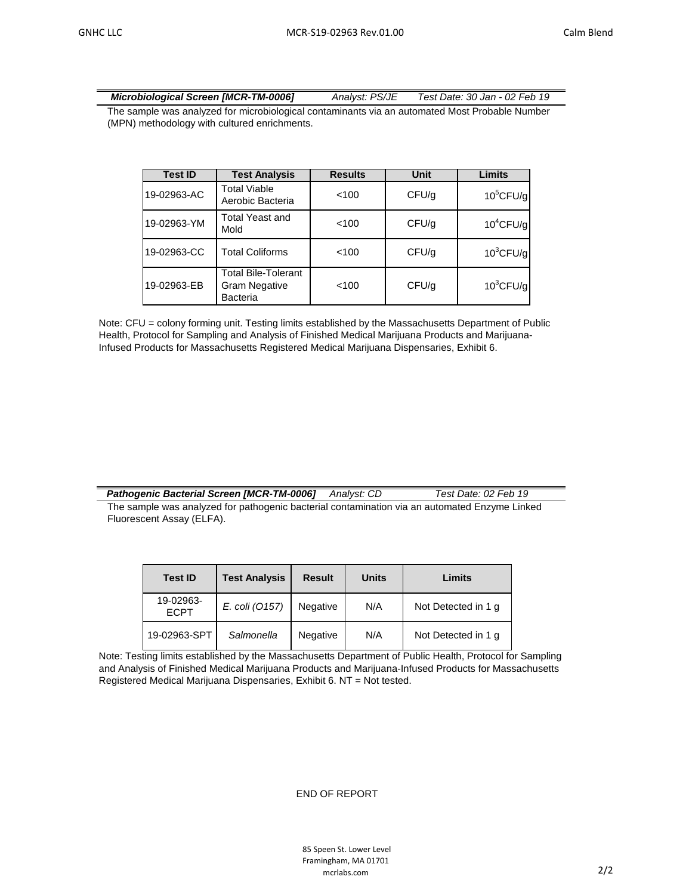**_Microbiological Screen [MCR-TM-0006]_** *Analyst: PS/JE* *Test Date: 30 Jan - 02 Feb 19*

The sample was analyzed for microbiological contaminants via an automated Most Probable Number (MPN) methodology with cultured enrichments.

| Test ID | Test Analysis | Results | Unit | Limits |
|---|---|---|---|---|
| 19-02963-AC | Total Viable Aerobic Bacteria | <100 | CFU/g | $10^5$CFU/g |
| 19-02963-YM | Total Yeast and Mold | <100 | CFU/g | $10^4$CFU/g |
| 19-02963-CC | Total Coliforms | <100 | CFU/g | $10^3$CFU/g |
| 19-02963-EB | Total Bile-Tolerant Gram Negative Bacteria | <100 | CFU/g | $10^3$CFU/g |

Note: CFU = colony forming unit. Testing limits established by the Massachusetts Department of Public Health, Protocol for Sampling and Analysis of Finished Medical Marijuana Products and Marijuana-Infused Products for Massachusetts Registered Medical Marijuana Dispensaries, Exhibit 6.

**_Pathogenic Bacterial Screen [MCR-TM-0006]_** *Analyst: CD* *Test Date: 02 Feb 19*

The sample was analyzed for pathogenic bacterial contamination via an automated Enzyme Linked Fluorescent Assay (ELFA).

| Test ID | Test Analysis | Result | Units | Limits |
|---|---|---|---|---|
| 19-02963-ECPT | *E. coli (O157)* | Negative | N/A | Not Detected in 1 g |
| 19-02963-SPT | *Salmonella* | Negative | N/A | Not Detected in 1 g |

Note: Testing limits established by the Massachusetts Department of Public Health, Protocol for Sampling and Analysis of Finished Medical Marijuana Products and Marijuana-Infused Products for Massachusetts Registered Medical Marijuana Dispensaries, Exhibit 6. NT = Not tested.

END OF REPORT

85 Speen St. Lower Level
Framingham, MA 01701
mcrlabs.com